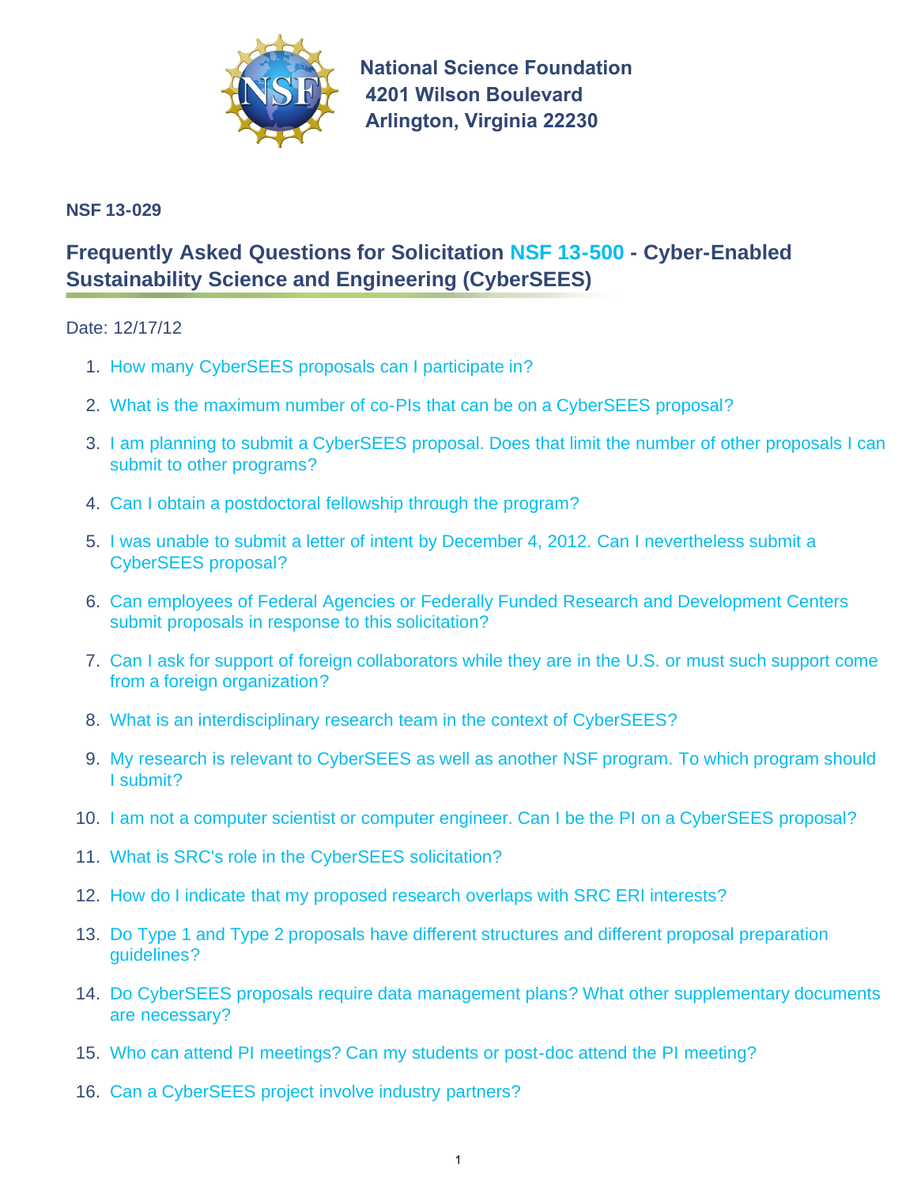National Science Foundation
4201 Wilson Boulevard
Arlington, Virginia 22230

**NSF 13-029**

## Frequently Asked Questions for Solicitation NSF 13-500 - Cyber-Enabled Sustainability Science and Engineering (CyberSEES)

Date: 12/17/12

1. How many CyberSEES proposals can I participate in?
2. What is the maximum number of co-PIs that can be on a CyberSEES proposal?
3. I am planning to submit a CyberSEES proposal. Does that limit the number of other proposals I can submit to other programs?
4. Can I obtain a postdoctoral fellowship through the program?
5. I was unable to submit a letter of intent by December 4, 2012. Can I nevertheless submit a CyberSEES proposal?
6. Can employees of Federal Agencies or Federally Funded Research and Development Centers submit proposals in response to this solicitation?
7. Can I ask for support of foreign collaborators while they are in the U.S. or must such support come from a foreign organization?
8. What is an interdisciplinary research team in the context of CyberSEES?
9. My research is relevant to CyberSEES as well as another NSF program. To which program should I submit?
10. I am not a computer scientist or computer engineer. Can I be the PI on a CyberSEES proposal?
11. What is SRC's role in the CyberSEES solicitation?
12. How do I indicate that my proposed research overlaps with SRC ERI interests?
13. Do Type 1 and Type 2 proposals have different structures and different proposal preparation guidelines?
14. Do CyberSEES proposals require data management plans? What other supplementary documents are necessary?
15. Who can attend PI meetings? Can my students or post-doc attend the PI meeting?
16. Can a CyberSEES project involve industry partners?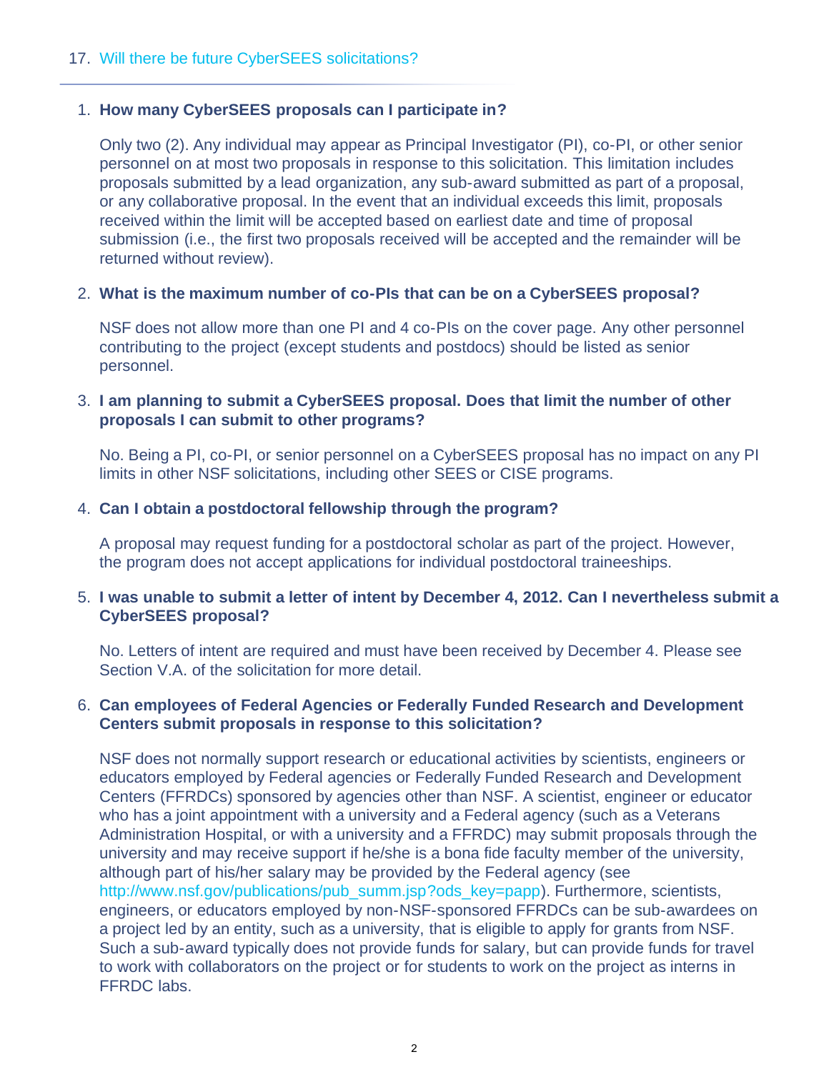17. Will there be future CyberSEES solicitations?

---

1. **How many CyberSEES proposals can I participate in?**

   Only two (2). Any individual may appear as Principal Investigator (PI), co-PI, or other senior personnel on at most two proposals in response to this solicitation. This limitation includes proposals submitted by a lead organization, any sub-award submitted as part of a proposal, or any collaborative proposal. In the event that an individual exceeds this limit, proposals received within the limit will be accepted based on earliest date and time of proposal submission (i.e., the first two proposals received will be accepted and the remainder will be returned without review).

2. **What is the maximum number of co-PIs that can be on a CyberSEES proposal?**

   NSF does not allow more than one PI and 4 co-PIs on the cover page. Any other personnel contributing to the project (except students and postdocs) should be listed as senior personnel.

3. **I am planning to submit a CyberSEES proposal. Does that limit the number of other proposals I can submit to other programs?**

   No. Being a PI, co-PI, or senior personnel on a CyberSEES proposal has no impact on any PI limits in other NSF solicitations, including other SEES or CISE programs.

4. **Can I obtain a postdoctoral fellowship through the program?**

   A proposal may request funding for a postdoctoral scholar as part of the project. However, the program does not accept applications for individual postdoctoral traineeships.

5. **I was unable to submit a letter of intent by December 4, 2012. Can I nevertheless submit a CyberSEES proposal?**

   No. Letters of intent are required and must have been received by December 4. Please see Section V.A. of the solicitation for more detail.

6. **Can employees of Federal Agencies or Federally Funded Research and Development Centers submit proposals in response to this solicitation?**

   NSF does not normally support research or educational activities by scientists, engineers or educators employed by Federal agencies or Federally Funded Research and Development Centers (FFRDCs) sponsored by agencies other than NSF. A scientist, engineer or educator who has a joint appointment with a university and a Federal agency (such as a Veterans Administration Hospital, or with a university and a FFRDC) may submit proposals through the university and may receive support if he/she is a bona fide faculty member of the university, although part of his/her salary may be provided by the Federal agency (see http://www.nsf.gov/publications/pub_summ.jsp?ods_key=papp). Furthermore, scientists, engineers, or educators employed by non-NSF-sponsored FFRDCs can be sub-awardees on a project led by an entity, such as a university, that is eligible to apply for grants from NSF. Such a sub-award typically does not provide funds for salary, but can provide funds for travel to work with collaborators on the project or for students to work on the project as interns in FFRDC labs.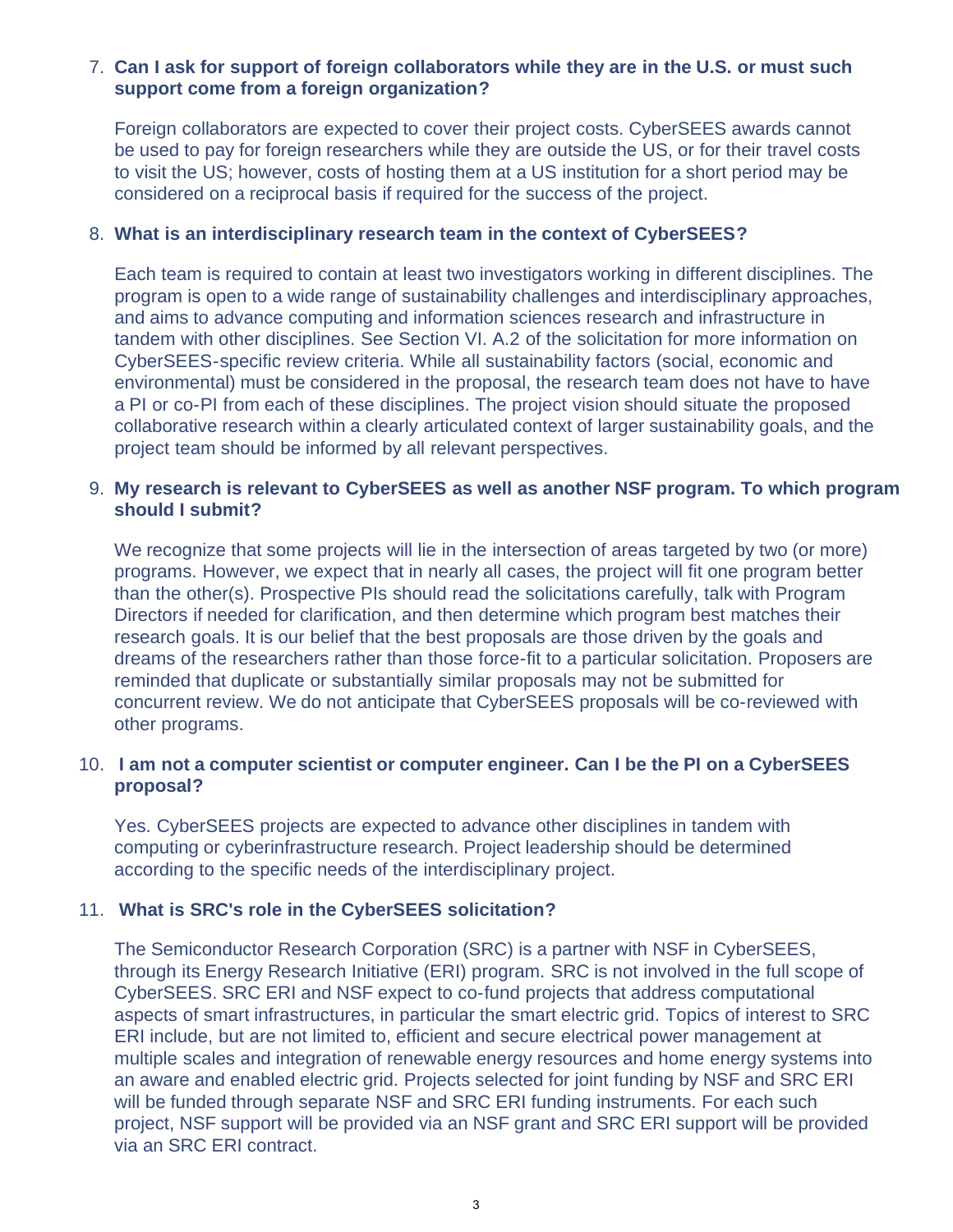7. **Can I ask for support of foreign collaborators while they are in the U.S. or must such support come from a foreign organization?**

   Foreign collaborators are expected to cover their project costs. CyberSEES awards cannot be used to pay for foreign researchers while they are outside the US, or for their travel costs to visit the US; however, costs of hosting them at a US institution for a short period may be considered on a reciprocal basis if required for the success of the project.

8. **What is an interdisciplinary research team in the context of CyberSEES?**

   Each team is required to contain at least two investigators working in different disciplines. The program is open to a wide range of sustainability challenges and interdisciplinary approaches, and aims to advance computing and information sciences research and infrastructure in tandem with other disciplines. See Section VI. A.2 of the solicitation for more information on CyberSEES-specific review criteria. While all sustainability factors (social, economic and environmental) must be considered in the proposal, the research team does not have to have a PI or co-PI from each of these disciplines. The project vision should situate the proposed collaborative research within a clearly articulated context of larger sustainability goals, and the project team should be informed by all relevant perspectives.

9. **My research is relevant to CyberSEES as well as another NSF program. To which program should I submit?**

   We recognize that some projects will lie in the intersection of areas targeted by two (or more) programs. However, we expect that in nearly all cases, the project will fit one program better than the other(s). Prospective PIs should read the solicitations carefully, talk with Program Directors if needed for clarification, and then determine which program best matches their research goals. It is our belief that the best proposals are those driven by the goals and dreams of the researchers rather than those force-fit to a particular solicitation. Proposers are reminded that duplicate or substantially similar proposals may not be submitted for concurrent review. We do not anticipate that CyberSEES proposals will be co-reviewed with other programs.

10. **I am not a computer scientist or computer engineer. Can I be the PI on a CyberSEES proposal?**

    Yes. CyberSEES projects are expected to advance other disciplines in tandem with computing or cyberinfrastructure research. Project leadership should be determined according to the specific needs of the interdisciplinary project.

11. **What is SRC's role in the CyberSEES solicitation?**

    The Semiconductor Research Corporation (SRC) is a partner with NSF in CyberSEES, through its Energy Research Initiative (ERI) program. SRC is not involved in the full scope of CyberSEES. SRC ERI and NSF expect to co-fund projects that address computational aspects of smart infrastructures, in particular the smart electric grid. Topics of interest to SRC ERI include, but are not limited to, efficient and secure electrical power management at multiple scales and integration of renewable energy resources and home energy systems into an aware and enabled electric grid. Projects selected for joint funding by NSF and SRC ERI will be funded through separate NSF and SRC ERI funding instruments. For each such project, NSF support will be provided via an NSF grant and SRC ERI support will be provided via an SRC ERI contract.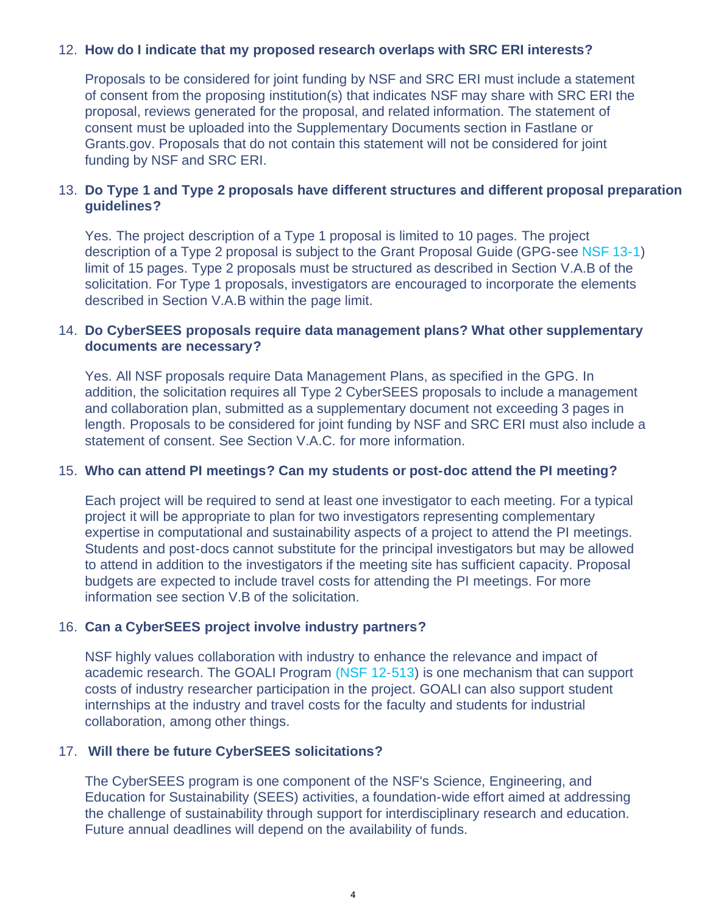12. **How do I indicate that my proposed research overlaps with SRC ERI interests?**

    Proposals to be considered for joint funding by NSF and SRC ERI must include a statement of consent from the proposing institution(s) that indicates NSF may share with SRC ERI the proposal, reviews generated for the proposal, and related information. The statement of consent must be uploaded into the Supplementary Documents section in Fastlane or Grants.gov. Proposals that do not contain this statement will not be considered for joint funding by NSF and SRC ERI.

13. **Do Type 1 and Type 2 proposals have different structures and different proposal preparation guidelines?**

    Yes. The project description of a Type 1 proposal is limited to 10 pages. The project description of a Type 2 proposal is subject to the Grant Proposal Guide (GPG-see NSF 13-1) limit of 15 pages. Type 2 proposals must be structured as described in Section V.A.B of the solicitation. For Type 1 proposals, investigators are encouraged to incorporate the elements described in Section V.A.B within the page limit.

14. **Do CyberSEES proposals require data management plans? What other supplementary documents are necessary?**

    Yes. All NSF proposals require Data Management Plans, as specified in the GPG. In addition, the solicitation requires all Type 2 CyberSEES proposals to include a management and collaboration plan, submitted as a supplementary document not exceeding 3 pages in length. Proposals to be considered for joint funding by NSF and SRC ERI must also include a statement of consent. See Section V.A.C. for more information.

15. **Who can attend PI meetings? Can my students or post-doc attend the PI meeting?**

    Each project will be required to send at least one investigator to each meeting. For a typical project it will be appropriate to plan for two investigators representing complementary expertise in computational and sustainability aspects of a project to attend the PI meetings. Students and post-docs cannot substitute for the principal investigators but may be allowed to attend in addition to the investigators if the meeting site has sufficient capacity. Proposal budgets are expected to include travel costs for attending the PI meetings. For more information see section V.B of the solicitation.

16. **Can a CyberSEES project involve industry partners?**

    NSF highly values collaboration with industry to enhance the relevance and impact of academic research. The GOALI Program (NSF 12-513) is one mechanism that can support costs of industry researcher participation in the project. GOALI can also support student internships at the industry and travel costs for the faculty and students for industrial collaboration, among other things.

17. **Will there be future CyberSEES solicitations?**

    The CyberSEES program is one component of the NSF's Science, Engineering, and Education for Sustainability (SEES) activities, a foundation-wide effort aimed at addressing the challenge of sustainability through support for interdisciplinary research and education. Future annual deadlines will depend on the availability of funds.